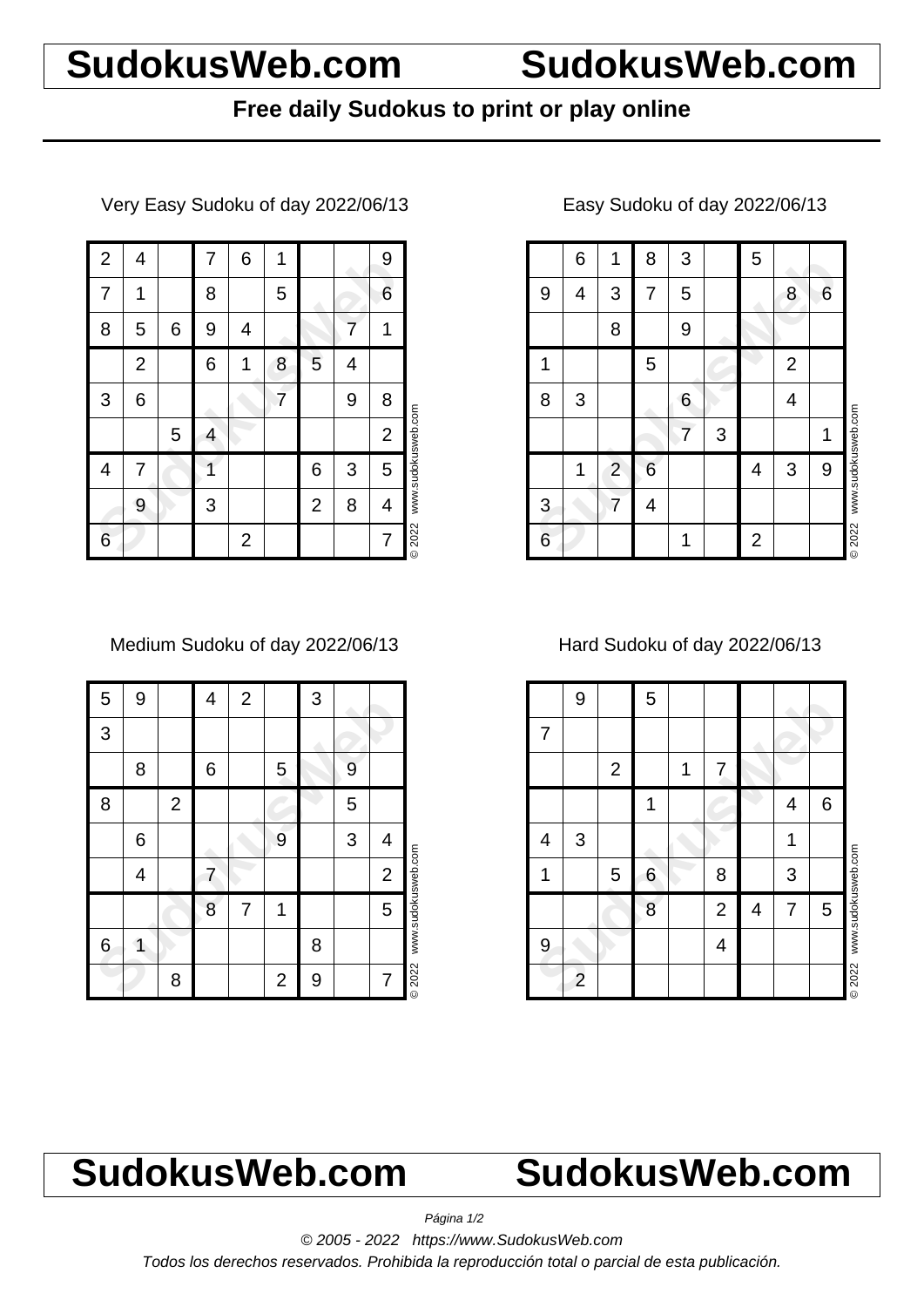# SudokusWeb.com SudokusWeb.com

**Free daily Sudokus to print or play online**

Very Easy Sudoku of day 2022/06/13

| | | | | | | | | |
|---|---|---|---|---|---|---|---|---|
| 2 | 4 | | 7 | 6 | 1 | | | 9 |
| 7 | 1 | | 8 | | 5 | | | 6 |
| 8 | 5 | 6 | 9 | 4 | | | 7 | 1 |
| | 2 | | 6 | 1 | 8 | 5 | 4 | |
| 3 | 6 | | | | 7 | | 9 | 8 |
| | | 5 | 4 | | | | | 2 |
| 4 | 7 | | 1 | | | 6 | 3 | 5 |
| | 9 | | 3 | | | 2 | 8 | 4 |
| 6 | | | | 2 | | | | 7 |

© 2022 www.sudokusweb.com

Easy Sudoku of day 2022/06/13

| | | | | | | | | |
|---|---|---|---|---|---|---|---|---|
| | 6 | 1 | 8 | 3 | | 5 | | |
| 9 | 4 | 3 | 7 | 5 | | | 8 | 6 |
| | | 8 | | 9 | | | | |
| 1 | | | 5 | | | | 2 | |
| 8 | 3 | | | 6 | | | 4 | |
| | | | | 7 | 3 | | | 1 |
| | 1 | 2 | 6 | | | 4 | 3 | 9 |
| 3 | | 7 | 4 | | | | | |
| 6 | | | | 1 | | 2 | | |

© 2022 www.sudokusweb.com

Medium Sudoku of day 2022/06/13

| | | | | | | | | |
|---|---|---|---|---|---|---|---|---|
| 5 | 9 | | 4 | 2 | | 3 | | |
| 3 | | | | | | | | |
| | 8 | | 6 | | 5 | | 9 | |
| 8 | | 2 | | | | | 5 | |
| | 6 | | | | 9 | | 3 | 4 |
| | 4 | | 7 | | | | | 2 |
| | | | 8 | 7 | 1 | | | 5 |
| 6 | 1 | | | | | 8 | | |
| | | 8 | | | 2 | 9 | | 7 |

© 2022 www.sudokusweb.com

Hard Sudoku of day 2022/06/13

| | | | | | | | | |
|---|---|---|---|---|---|---|---|---|
| | 9 | | 5 | | | | | |
| 7 | | | | | | | | |
| | | 2 | | 1 | 7 | | | |
| | | | 1 | | | | 4 | 6 |
| 4 | 3 | | | | | | 1 | |
| 1 | | 5 | 6 | | 8 | | 3 | |
| | | | 8 | | 2 | 4 | 7 | 5 |
| 9 | | | | | 4 | | | |
| | 2 | | | | | | | |

© 2022 www.sudokusweb.com

# SudokusWeb.com SudokusWeb.com

*© 2005 - 2022 https://www.SudokusWeb.com*

*Todos los derechos reservados. Prohibida la reproducción total o parcial de esta publicación.*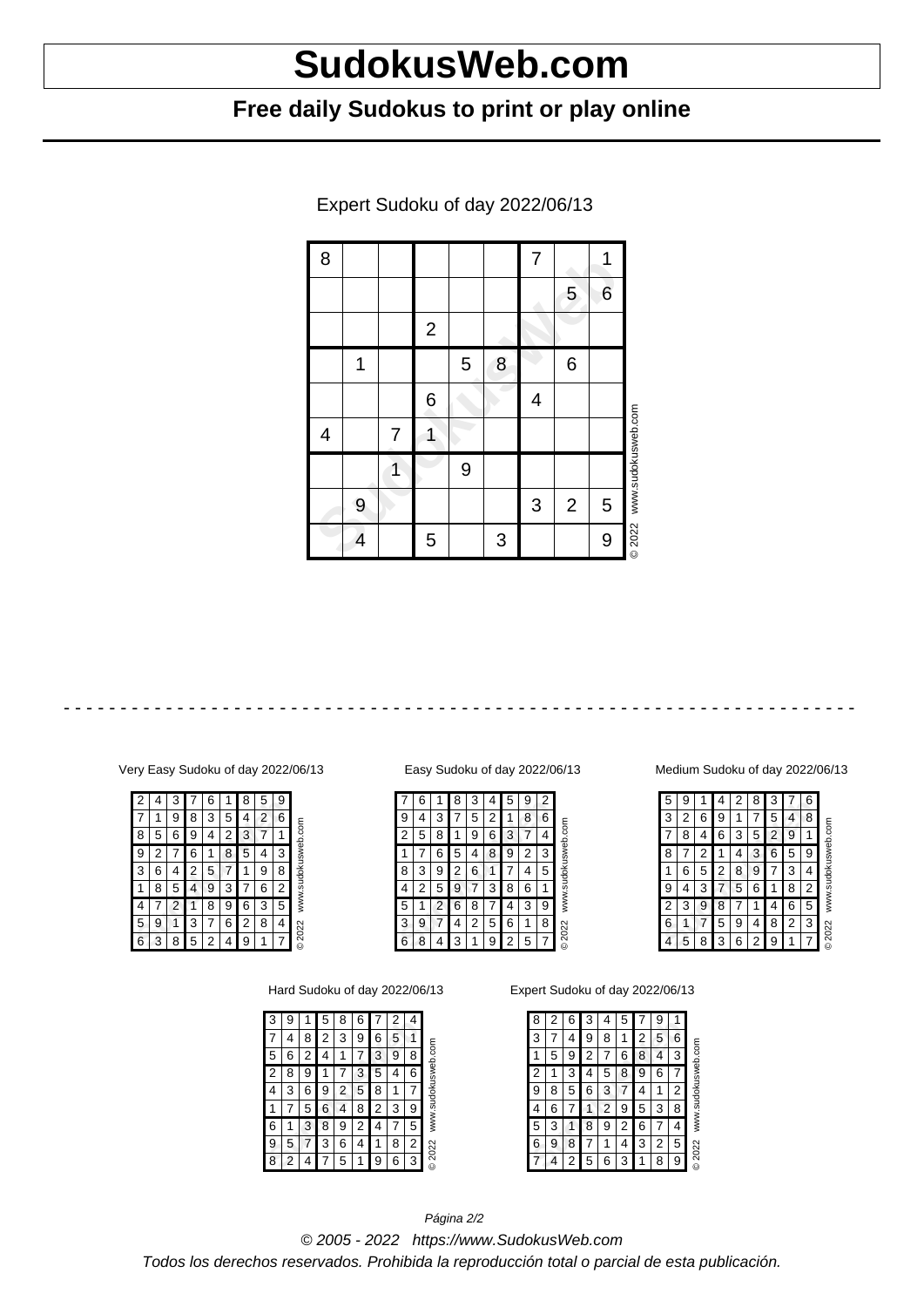# SudokusWeb.com

## Free daily Sudokus to print or play online

Expert Sudoku of day 2022/06/13

| | | | | | | | | |
|---|---|---|---|---|---|---|---|---|
| 8 | | | | | | 7 | | 1 |
| | | | | | | | 5 | 6 |
| | | | 2 | | | | | |
| | 1 | | | 5 | 8 | | 6 | |
| | | | 6 | | | 4 | | |
| 4 | | 7 | 1 | | | | | |
| | | 1 | | 9 | | | | |
| | 9 | | | | | 3 | 2 | 5 |
| | 4 | | 5 | | 3 | | | 9 |

© 2022 www.sudokusweb.com

Very Easy Sudoku of day 2022/06/13

| | | | | | | | | |
|---|---|---|---|---|---|---|---|---|
| 2 | 4 | 3 | 7 | 6 | 1 | 8 | 5 | 9 |
| 7 | 1 | 9 | 8 | 3 | 5 | 4 | 2 | 6 |
| 8 | 5 | 6 | 9 | 4 | 2 | 3 | 7 | 1 |
| 9 | 2 | 7 | 6 | 1 | 8 | 5 | 4 | 3 |
| 3 | 6 | 4 | 2 | 5 | 7 | 1 | 9 | 8 |
| 1 | 8 | 5 | 4 | 9 | 3 | 7 | 6 | 2 |
| 4 | 7 | 2 | 1 | 8 | 9 | 6 | 3 | 5 |
| 5 | 9 | 1 | 3 | 7 | 6 | 2 | 8 | 4 |
| 6 | 3 | 8 | 5 | 2 | 4 | 9 | 1 | 7 |

© 2022 www.sudokusweb.com

Easy Sudoku of day 2022/06/13

| | | | | | | | | |
|---|---|---|---|---|---|---|---|---|
| 7 | 6 | 1 | 8 | 3 | 4 | 5 | 9 | 2 |
| 9 | 4 | 3 | 7 | 5 | 2 | 1 | 8 | 6 |
| 2 | 5 | 8 | 1 | 9 | 6 | 3 | 7 | 4 |
| 1 | 7 | 6 | 5 | 4 | 8 | 9 | 2 | 3 |
| 8 | 3 | 9 | 2 | 6 | 1 | 7 | 4 | 5 |
| 4 | 2 | 5 | 9 | 7 | 3 | 8 | 6 | 1 |
| 5 | 1 | 2 | 6 | 8 | 7 | 4 | 3 | 9 |
| 3 | 9 | 7 | 4 | 2 | 5 | 6 | 1 | 8 |
| 6 | 8 | 4 | 3 | 1 | 9 | 2 | 5 | 7 |

© 2022 www.sudokusweb.com

Medium Sudoku of day 2022/06/13

| | | | | | | | | |
|---|---|---|---|---|---|---|---|---|
| 5 | 9 | 1 | 4 | 2 | 8 | 3 | 7 | 6 |
| 3 | 2 | 6 | 9 | 1 | 7 | 5 | 4 | 8 |
| 7 | 8 | 4 | 6 | 3 | 5 | 2 | 9 | 1 |
| 8 | 7 | 2 | 1 | 4 | 3 | 6 | 5 | 9 |
| 1 | 6 | 5 | 2 | 8 | 9 | 7 | 3 | 4 |
| 9 | 4 | 3 | 7 | 5 | 6 | 1 | 8 | 2 |
| 2 | 3 | 9 | 8 | 7 | 1 | 4 | 6 | 5 |
| 6 | 1 | 7 | 5 | 9 | 4 | 8 | 2 | 3 |
| 4 | 5 | 8 | 3 | 6 | 2 | 9 | 1 | 7 |

© 2022 www.sudokusweb.com

Hard Sudoku of day 2022/06/13

| | | | | | | | | |
|---|---|---|---|---|---|---|---|---|
| 3 | 9 | 1 | 5 | 8 | 6 | 7 | 2 | 4 |
| 7 | 4 | 8 | 2 | 3 | 9 | 6 | 5 | 1 |
| 5 | 6 | 2 | 4 | 1 | 7 | 3 | 9 | 8 |
| 2 | 8 | 9 | 1 | 7 | 3 | 5 | 4 | 6 |
| 4 | 3 | 6 | 9 | 2 | 5 | 8 | 1 | 7 |
| 1 | 7 | 5 | 6 | 4 | 8 | 2 | 3 | 9 |
| 6 | 1 | 3 | 8 | 9 | 2 | 4 | 7 | 5 |
| 9 | 5 | 7 | 3 | 6 | 4 | 1 | 8 | 2 |
| 8 | 2 | 4 | 7 | 5 | 1 | 9 | 6 | 3 |

© 2022 www.sudokusweb.com

Expert Sudoku of day 2022/06/13

| | | | | | | | | |
|---|---|---|---|---|---|---|---|---|
| 8 | 2 | 6 | 3 | 4 | 5 | 7 | 9 | 1 |
| 3 | 7 | 4 | 9 | 8 | 1 | 2 | 5 | 6 |
| 1 | 5 | 9 | 2 | 7 | 6 | 8 | 4 | 3 |
| 2 | 1 | 3 | 4 | 5 | 8 | 9 | 6 | 7 |
| 9 | 8 | 5 | 6 | 3 | 7 | 4 | 1 | 2 |
| 4 | 6 | 7 | 1 | 2 | 9 | 5 | 3 | 8 |
| 5 | 3 | 1 | 8 | 9 | 2 | 6 | 7 | 4 |
| 6 | 9 | 8 | 7 | 1 | 4 | 3 | 2 | 5 |
| 7 | 4 | 2 | 5 | 6 | 3 | 1 | 8 | 9 |

© 2022 www.sudokusweb.com

*© 2005 - 2022 https://www.SudokusWeb.com*

*Todos los derechos reservados. Prohibida la reproducción total o parcial de esta publicación.*